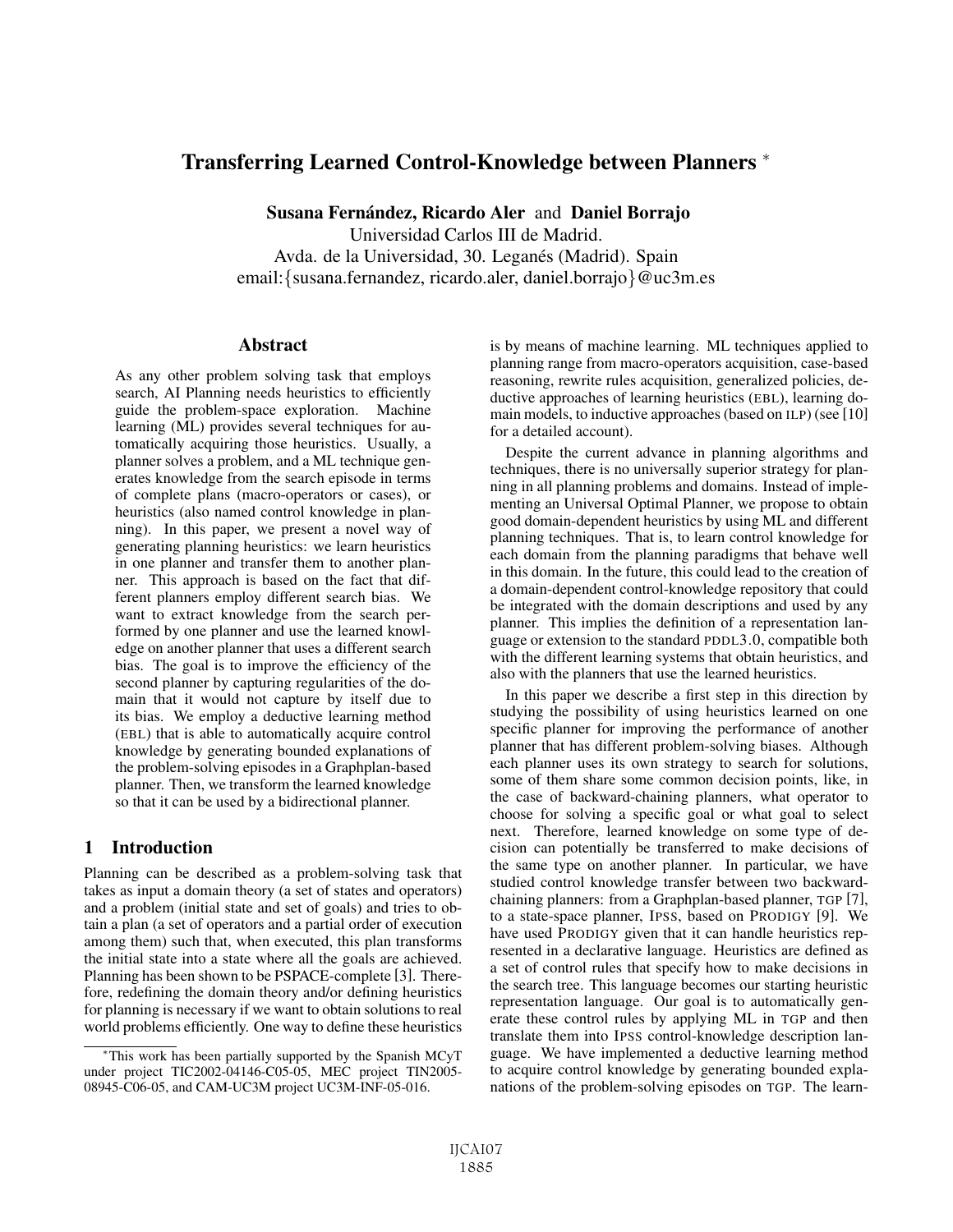# Transferring Learned Control-Knowledge between Planners *

**Susana Fernández, Ricardo Aler** and **Daniel Borrajo**
Universidad Carlos III de Madrid.
Avda. de la Universidad, 30. Leganés (Madrid). Spain
email:{susana.fernandez, ricardo.aler, daniel.borrajo}@uc3m.es

## Abstract

As any other problem solving task that employs search, AI Planning needs heuristics to efficiently guide the problem-space exploration. Machine learning (ML) provides several techniques for automatically acquiring those heuristics. Usually, a planner solves a problem, and a ML technique generates knowledge from the search episode in terms of complete plans (macro-operators or cases), or heuristics (also named control knowledge in planning). In this paper, we present a novel way of generating planning heuristics: we learn heuristics in one planner and transfer them to another planner. This approach is based on the fact that different planners employ different search bias. We want to extract knowledge from the search performed by one planner and use the learned knowledge on another planner that uses a different search bias. The goal is to improve the efficiency of the second planner by capturing regularities of the domain that it would not capture by itself due to its bias. We employ a deductive learning method (EBL) that is able to automatically acquire control knowledge by generating bounded explanations of the problem-solving episodes in a Graphplan-based planner. Then, we transform the learned knowledge so that it can be used by a bidirectional planner.

## 1 Introduction

Planning can be described as a problem-solving task that takes as input a domain theory (a set of states and operators) and a problem (initial state and set of goals) and tries to obtain a plan (a set of operators and a partial order of execution among them) such that, when executed, this plan transforms the initial state into a state where all the goals are achieved. Planning has been shown to be PSPACE-complete [3]. Therefore, redefining the domain theory and/or defining heuristics for planning is necessary if we want to obtain solutions to real world problems efficiently. One way to define these heuristics is by means of machine learning. ML techniques applied to planning range from macro-operators acquisition, case-based reasoning, rewrite rules acquisition, generalized policies, deductive approaches of learning heuristics (EBL), learning domain models, to inductive approaches (based on ILP) (see [10] for a detailed account).

Despite the current advance in planning algorithms and techniques, there is no universally superior strategy for planning in all planning problems and domains. Instead of implementing an Universal Optimal Planner, we propose to obtain good domain-dependent heuristics by using ML and different planning techniques. That is, to learn control knowledge for each domain from the planning paradigms that behave well in this domain. In the future, this could lead to the creation of a domain-dependent control-knowledge repository that could be integrated with the domain descriptions and used by any planner. This implies the definition of a representation language or extension to the standard PDDL3.0, compatible both with the different learning systems that obtain heuristics, and also with the planners that use the learned heuristics.

In this paper we describe a first step in this direction by studying the possibility of using heuristics learned on one specific planner for improving the performance of another planner that has different problem-solving biases. Although each planner uses its own strategy to search for solutions, some of them share some common decision points, like, in the case of backward-chaining planners, what operator to choose for solving a specific goal or what goal to select next. Therefore, learned knowledge on some type of decision can potentially be transferred to make decisions of the same type on another planner. In particular, we have studied control knowledge transfer between two backward-chaining planners: from a Graphplan-based planner, TGP [7], to a state-space planner, IPSS, based on PRODIGY [9]. We have used PRODIGY given that it can handle heuristics represented in a declarative language. Heuristics are defined as a set of control rules that specify how to make decisions in the search tree. This language becomes our starting heuristic representation language. Our goal is to automatically generate these control rules by applying ML in TGP and then translate them into IPSS control-knowledge description language. We have implemented a deductive learning method to acquire control knowledge by generating bounded explanations of the problem-solving episodes on TGP. The learn-

*This work has been partially supported by the Spanish MCyT under project TIC2002-04146-C05-05, MEC project TIN2005-08945-C06-05, and CAM-UC3M project UC3M-INF-05-016.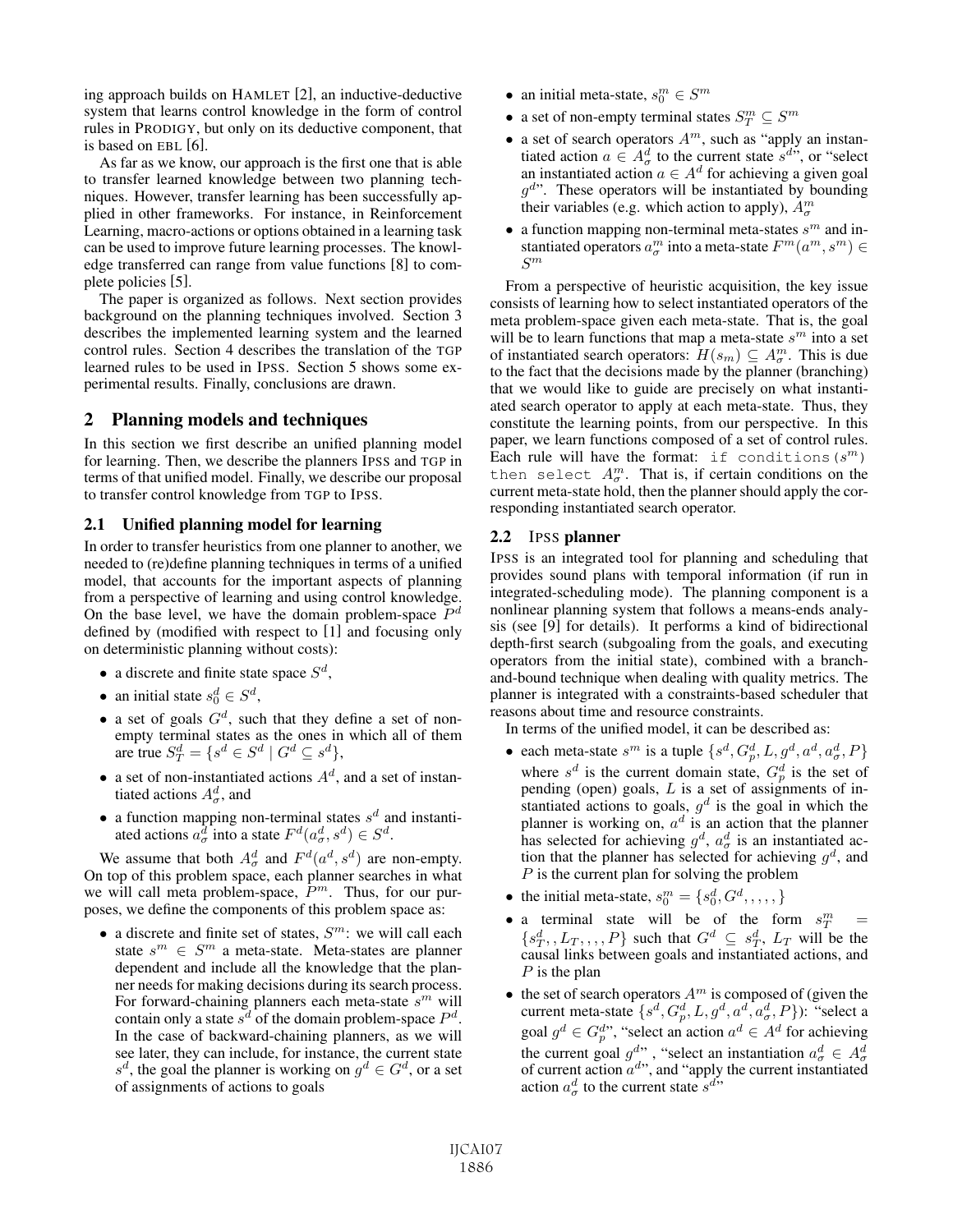ing approach builds on HAMLET [2], an inductive-deductive system that learns control knowledge in the form of control rules in PRODIGY, but only on its deductive component, that is based on EBL [6].

As far as we know, our approach is the first one that is able to transfer learned knowledge between two planning techniques. However, transfer learning has been successfully applied in other frameworks. For instance, in Reinforcement Learning, macro-actions or options obtained in a learning task can be used to improve future learning processes. The knowledge transferred can range from value functions [8] to complete policies [5].

The paper is organized as follows. Next section provides background on the planning techniques involved. Section 3 describes the implemented learning system and the learned control rules. Section 4 describes the translation of the TGP learned rules to be used in IPSS. Section 5 shows some experimental results. Finally, conclusions are drawn.

## 2 Planning models and techniques

In this section we first describe an unified planning model for learning. Then, we describe the planners IPSS and TGP in terms of that unified model. Finally, we describe our proposal to transfer control knowledge from TGP to IPSS.

### 2.1 Unified planning model for learning

In order to transfer heuristics from one planner to another, we needed to (re)define planning techniques in terms of a unified model, that accounts for the important aspects of planning from a perspective of learning and using control knowledge. On the base level, we have the domain problem-space $P^d$ defined by (modified with respect to [1] and focusing only on deterministic planning without costs):

- a discrete and finite state space $S^d$,
- an initial state $s_0^d \in S^d$,
- a set of goals $G^d$, such that they define a set of non-empty terminal states as the ones in which all of them are true $S_T^d = \{s^d \in S^d \mid G^d \subseteq s^d\}$,
- a set of non-instantiated actions $A^d$, and a set of instantiated actions $A_\sigma^d$, and
- a function mapping non-terminal states $s^d$ and instantiated actions $a_\sigma^d$ into a state $F^d(a_\sigma^d, s^d) \in S^d$.

We assume that both $A_\sigma^d$ and $F^d(a^d, s^d)$ are non-empty. On top of this problem space, each planner searches in what we will call meta problem-space, $P^m$. Thus, for our purposes, we define the components of this problem space as:

- a discrete and finite set of states, $S^m$: we will call each state $s^m \in S^m$ a meta-state. Meta-states are planner dependent and include all the knowledge that the planner needs for making decisions during its search process. For forward-chaining planners each meta-state $s^m$ will contain only a state $s^d$ of the domain problem-space $P^d$. In the case of backward-chaining planners, as we will see later, they can include, for instance, the current state $s^d$, the goal the planner is working on $g^d \in G^d$, or a set of assignments of actions to goals
- an initial meta-state, $s_0^m \in S^m$
- a set of non-empty terminal states $S_T^m \subseteq S^m$
- a set of search operators $A^m$, such as "apply an instantiated action $a \in A_\sigma^d$ to the current state $s^d$", or "select an instantiated action $a \in A^d$ for achieving a given goal $g^d$". These operators will be instantiated by bounding their variables (e.g. which action to apply), $A_\sigma^m$
- a function mapping non-terminal meta-states $s^m$ and instantiated operators $a_\sigma^m$ into a meta-state $F^m(a^m, s^m) \in S^m$

From a perspective of heuristic acquisition, the key issue consists of learning how to select instantiated operators of the meta problem-space given each meta-state. That is, the goal will be to learn functions that map a meta-state $s^m$ into a set of instantiated search operators: $H(s_m) \subseteq A_\sigma^m$. This is due to the fact that the decisions made by the planner (branching) that we would like to guide are precisely on what instantiated search operator to apply at each meta-state. Thus, they constitute the learning points, from our perspective. In this paper, we learn functions composed of a set of control rules. Each rule will have the format: `if conditions(`$s^m$`)` `then select` $A_\sigma^m$. That is, if certain conditions on the current meta-state hold, then the planner should apply the corresponding instantiated search operator.

### 2.2 IPSS planner

IPSS is an integrated tool for planning and scheduling that provides sound plans with temporal information (if run in integrated-scheduling mode). The planning component is a nonlinear planning system that follows a means-ends analysis (see [9] for details). It performs a kind of bidirectional depth-first search (subgoaling from the goals, and executing operators from the initial state), combined with a branch-and-bound technique when dealing with quality metrics. The planner is integrated with a constraints-based scheduler that reasons about time and resource constraints.

In terms of the unified model, it can be described as:

- each meta-state $s^m$ is a tuple $\{s^d, G_p^d, L, g^d, a^d, a_\sigma^d, P\}$ where $s^d$ is the current domain state, $G_p^d$ is the set of pending (open) goals, $L$ is a set of assignments of instantiated actions to goals, $g^d$ is the goal in which the planner is working on, $a^d$ is an action that the planner has selected for achieving $g^d$, $a_\sigma^d$ is an instantiated action that the planner has selected for achieving $g^d$, and $P$ is the current plan for solving the problem
- the initial meta-state, $s_0^m = \{s_0^d, G^d, , , , , \}$
- a terminal state will be of the form $s_T^m = \{s_T^d, , L_T, , , , P\}$ such that $G^d \subseteq s_T^d$, $L_T$ will be the causal links between goals and instantiated actions, and $P$ is the plan
- the set of search operators $A^m$ is composed of (given the current meta-state $\{s^d, G_p^d, L, g^d, a^d, a_\sigma^d, P\}$): "select a goal $g^d \in G_p^d$", "select an action $a^d \in A^d$ for achieving the current goal $g^d$", "select an instantiation $a_\sigma^d \in A_\sigma^d$ of current action $a^d$", and "apply the current instantiated action $a_\sigma^d$ to the current state $s^d$"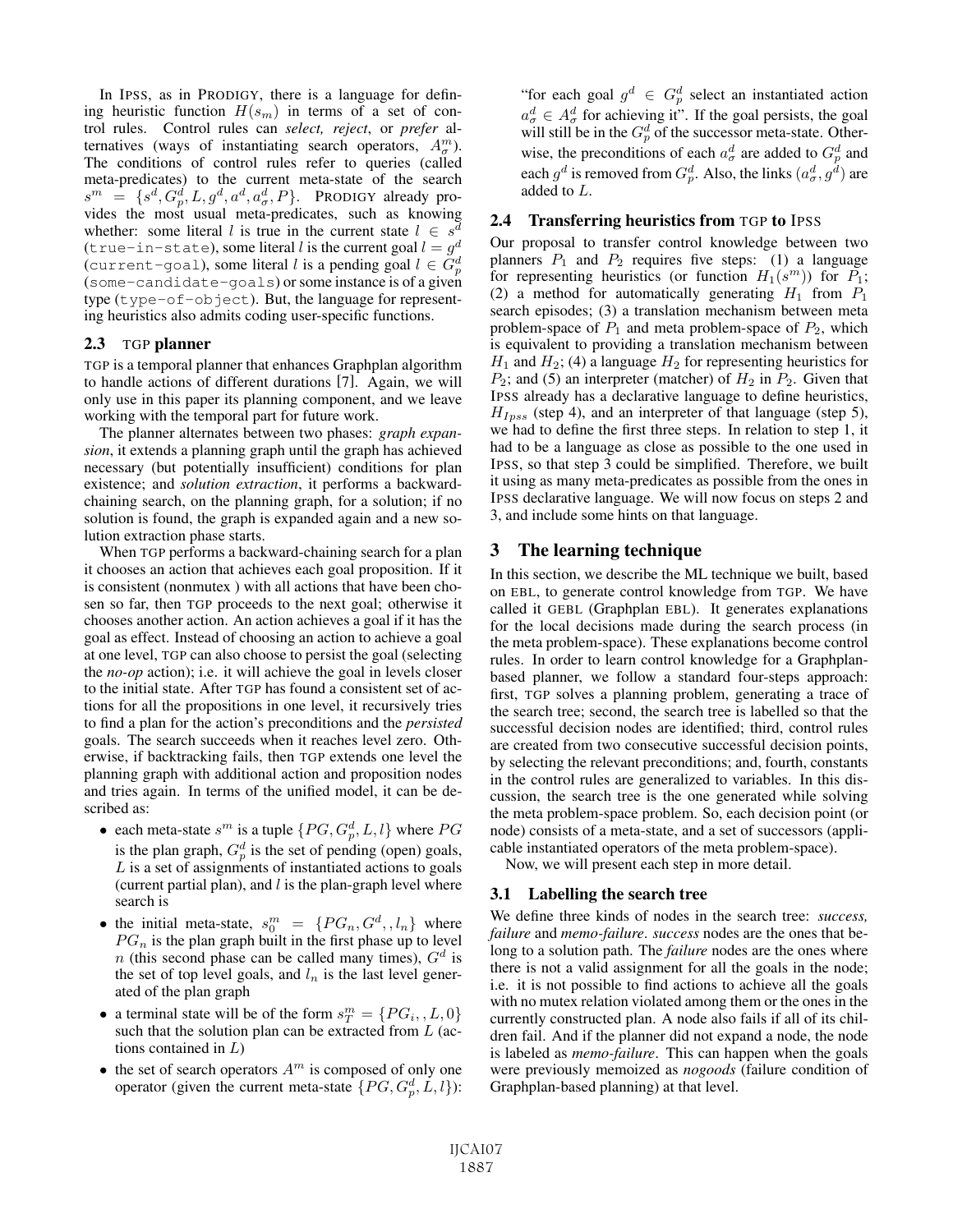In IPSS, as in PRODIGY, there is a language for defining heuristic function $H(s_m)$ in terms of a set of control rules. Control rules can *select, reject*, or *prefer* alternatives (ways of instantiating search operators, $A^m_\sigma$). The conditions of control rules refer to queries (called meta-predicates) to the current meta-state of the search $s^m = \{s^d, G^d_p, L, g^d, a^d, a^d_\sigma, P\}$. PRODIGY already provides the most usual meta-predicates, such as knowing whether: some literal $l$ is true in the current state $l \in s^d$ (`true-in-state`), some literal $l$ is the current goal $l = g^d$ (`current-goal`), some literal $l$ is a pending goal $l \in G^d_p$ (`some-candidate-goals`) or some instance is of a given type (`type-of-object`). But, the language for representing heuristics also admits coding user-specific functions.

### 2.3 TGP planner

TGP is a temporal planner that enhances Graphplan algorithm to handle actions of different durations [7]. Again, we will only use in this paper its planning component, and we leave working with the temporal part for future work.

The planner alternates between two phases: *graph expansion*, it extends a planning graph until the graph has achieved necessary (but potentially insufficient) conditions for plan existence; and *solution extraction*, it performs a backward-chaining search, on the planning graph, for a solution; if no solution is found, the graph is expanded again and a new solution extraction phase starts.

When TGP performs a backward-chaining search for a plan it chooses an action that achieves each goal proposition. If it is consistent (nonmutex ) with all actions that have been chosen so far, then TGP proceeds to the next goal; otherwise it chooses another action. An action achieves a goal if it has the goal as effect. Instead of choosing an action to achieve a goal at one level, TGP can also choose to persist the goal (selecting the *no-op* action); i.e. it will achieve the goal in levels closer to the initial state. After TGP has found a consistent set of actions for all the propositions in one level, it recursively tries to find a plan for the action's preconditions and the *persisted* goals. The search succeeds when it reaches level zero. Otherwise, if backtracking fails, then TGP extends one level the planning graph with additional action and proposition nodes and tries again. In terms of the unified model, it can be described as:

- each meta-state $s^m$ is a tuple $\{PG, G^d_p, L, l\}$ where $PG$ is the plan graph, $G^d_p$ is the set of pending (open) goals, $L$ is a set of assignments of instantiated actions to goals (current partial plan), and $l$ is the plan-graph level where search is
- the initial meta-state, $s^m_0 = \{PG_n, G^d, , l_n\}$ where $PG_n$ is the plan graph built in the first phase up to level $n$ (this second phase can be called many times), $G^d$ is the set of top level goals, and $l_n$ is the last level generated of the plan graph
- a terminal state will be of the form $s^m_T = \{PG_i, , L, 0\}$ such that the solution plan can be extracted from $L$ (actions contained in $L$)
- the set of search operators $A^m$ is composed of only one operator (given the current meta-state $\{PG, G^d_p, L, l\}$): "for each goal $g^d \in G^d_p$ select an instantiated action $a^d_\sigma \in A^d_\sigma$ for achieving it". If the goal persists, the goal will still be in the $G^d_p$ of the successor meta-state. Otherwise, the preconditions of each $a^d_\sigma$ are added to $G^d_p$ and each $g^d$ is removed from $G^d_p$. Also, the links $(a^d_\sigma, g^d)$ are added to $L$.

### 2.4 Transferring heuristics from TGP to IPSS

Our proposal to transfer control knowledge between two planners $P_1$ and $P_2$ requires five steps: (1) a language for representing heuristics (or function $H_1(s^m)$) for $P_1$; (2) a method for automatically generating $H_1$ from $P_1$ search episodes; (3) a translation mechanism between meta problem-space of $P_1$ and meta problem-space of $P_2$, which is equivalent to providing a translation mechanism between $H_1$ and $H_2$; (4) a language $H_2$ for representing heuristics for $P_2$; and (5) an interpreter (matcher) of $H_2$ in $P_2$. Given that IPSS already has a declarative language to define heuristics, $H_{Ipss}$ (step 4), and an interpreter of that language (step 5), we had to define the first three steps. In relation to step 1, it had to be a language as close as possible to the one used in IPSS, so that step 3 could be simplified. Therefore, we built it using as many meta-predicates as possible from the ones in IPSS declarative language. We will now focus on steps 2 and 3, and include some hints on that language.

## 3 The learning technique

In this section, we describe the ML technique we built, based on EBL, to generate control knowledge from TGP. We have called it GEBL (Graphplan EBL). It generates explanations for the local decisions made during the search process (in the meta problem-space). These explanations become control rules. In order to learn control knowledge for a Graphplan-based planner, we follow a standard four-steps approach: first, TGP solves a planning problem, generating a trace of the search tree; second, the search tree is labelled so that the successful decision nodes are identified; third, control rules are created from two consecutive successful decision points, by selecting the relevant preconditions; and, fourth, constants in the control rules are generalized to variables. In this discussion, the search tree is the one generated while solving the meta problem-space problem. So, each decision point (or node) consists of a meta-state, and a set of successors (applicable instantiated operators of the meta problem-space).

Now, we will present each step in more detail.

### 3.1 Labelling the search tree

We define three kinds of nodes in the search tree: *success, failure* and *memo-failure*. *success* nodes are the ones that belong to a solution path. The *failure* nodes are the ones where there is not a valid assignment for all the goals in the node; i.e. it is not possible to find actions to achieve all the goals with no mutex relation violated among them or the ones in the currently constructed plan. A node also fails if all of its children fail. And if the planner did not expand a node, the node is labeled as *memo-failure*. This can happen when the goals were previously memoized as *nogoods* (failure condition of Graphplan-based planning) at that level.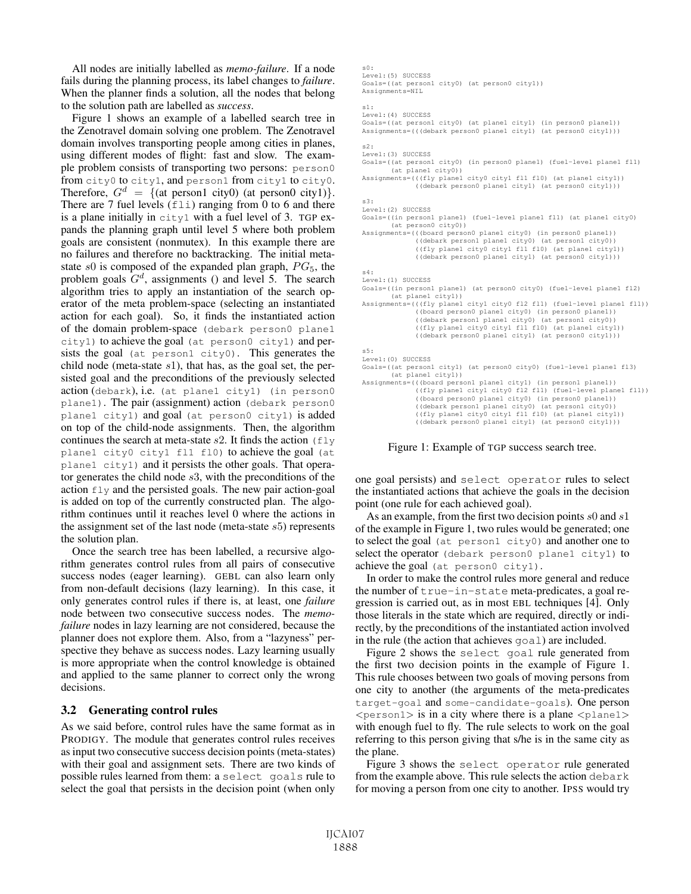All nodes are initially labelled as *memo-failure*. If a node fails during the planning process, its label changes to *failure*. When the planner finds a solution, all the nodes that belong to the solution path are labelled as *success*.

Figure 1 shows an example of a labelled search tree in the Zenotravel domain solving one problem. The Zenotravel domain involves transporting people among cities in planes, using different modes of flight: fast and slow. The example problem consists of transporting two persons: `person0` from `city0` to `city1`, and `person1` from `city1` to `city0`. Therefore, $G^d = \{$(at person1 city0) (at person0 city1)$\}$. There are 7 fuel levels (`fli`) ranging from 0 to 6 and there is a plane initially in `city1` with a fuel level of 3. TGP expands the planning graph until level 5 where both problem goals are consistent (nonmutex). In this example there are no failures and therefore no backtracking. The initial meta-state $s0$ is composed of the expanded plan graph, $PG_5$, the problem goals $G^d$, assignments () and level 5. The search algorithm tries to apply an instantiation of the search operator of the meta problem-space (selecting an instantiated action for each goal). So, it finds the instantiated action of the domain problem-space `(debark person0 plane1 city1)` to achieve the goal `(at person0 city1)` and persists the goal `(at person1 city0)`. This generates the child node (meta-state $s1$), that has, as the goal set, the persisted goal and the preconditions of the previously selected action (`debark`), i.e. `(at plane1 city1) (in person0 plane1)`. The pair (assignment) action `(debark person0 plane1 city1)` and goal `(at person0 city1)` is added on top of the child-node assignments. Then, the algorithm continues the search at meta-state $s2$. It finds the action `(fly plane1 city0 city1 fl1 fl0)` to achieve the goal `(at plane1 city1)` and it persists the other goals. That operator generates the child node $s3$, with the preconditions of the action `fly` and the persisted goals. The new pair action-goal is added on top of the currently constructed plan. The algorithm continues until it reaches level 0 where the actions in the assignment set of the last node (meta-state $s5$) represents the solution plan.

Once the search tree has been labelled, a recursive algorithm generates control rules from all pairs of consecutive success nodes (eager learning). GEBL can also learn only from non-default decisions (lazy learning). In this case, it only generates control rules if there is, at least, one *failure* node between two consecutive success nodes. The *memo-failure* nodes in lazy learning are not considered, because the planner does not explore them. Also, from a "lazyness" perspective they behave as success nodes. Lazy learning usually is more appropriate when the control knowledge is obtained and applied to the same planner to correct only the wrong decisions.

```
s0:
Level:(5) SUCCESS
Goals=((at person1 city0) (at person0 city1))
Assignments=NIL

s1:
Level:(4) SUCCESS
Goals=((at person1 city0) (at plane1 city1) (in person0 plane1))
Assignments=(((debark person0 plane1 city1) (at person0 city1)))

s2:
Level:(3) SUCCESS
Goals=((at person1 city0) (in person0 plane1) (fuel-level plane1 fl1)
       (at plane1 city0))
Assignments=(((fly plane1 city0 city1 fl1 fl0) (at plane1 city1))
             ((debark person0 plane1 city1) (at person0 city1)))

s3:
Level:(2) SUCCESS
Goals=((in person1 plane1) (fuel-level plane1 fl1) (at plane1 city0)
       (at person0 city0))
Assignments=(((board person0 plane1 city0) (in person0 plane1))
             ((debark person1 plane1 city0) (at person1 city0))
             ((fly plane1 city0 city1 fl1 fl0) (at plane1 city1))
             ((debark person0 plane1 city1) (at person0 city1)))

s4:
Level:(1) SUCCESS
Goals=((in person1 plane1) (at person0 city0) (fuel-level plane1 fl2)
       (at plane1 city1))
Assignments=(((fly plane1 city1 city0 fl2 fl1) (fuel-level plane1 fl1))
             ((board person0 plane1 city0) (in person0 plane1))
             ((debark person1 plane1 city0) (at person1 city0))
             ((fly plane1 city0 city1 fl1 fl0) (at plane1 city1))
             ((debark person0 plane1 city1) (at person0 city1)))

s5:
Level:(0) SUCCESS
Goals=((at person1 city1) (at person0 city0) (fuel-level plane1 fl3)
       (at plane1 city1))
Assignments=(((board person1 plane1 city1) (in person1 plane1))
             ((fly plane1 city1 city0 fl2 fl1) (fuel-level plane1 fl1))
             ((board person0 plane1 city0) (in person0 plane1))
             ((debark person1 plane1 city0) (at person1 city0))
             ((fly plane1 city0 city1 fl1 fl0) (at plane1 city1))
             ((debark person0 plane1 city1) (at person0 city1)))
```

Figure 1: Example of TGP success search tree.

### 3.2 Generating control rules

As we said before, control rules have the same format as in PRODIGY. The module that generates control rules receives as input two consecutive success decision points (meta-states) with their goal and assignment sets. There are two kinds of possible rules learned from them: a `select goals` rule to select the goal that persists in the decision point (when only one goal persists) and `select operator` rules to select the instantiated actions that achieve the goals in the decision point (one rule for each achieved goal).

As an example, from the first two decision points $s0$ and $s1$ of the example in Figure 1, two rules would be generated; one to select the goal `(at person1 city0)` and another one to select the operator `(debark person0 plane1 city1)` to achieve the goal `(at person0 city1)`.

In order to make the control rules more general and reduce the number of `true-in-state` meta-predicates, a goal regression is carried out, as in most EBL techniques [4]. Only those literals in the state which are required, directly or indirectly, by the preconditions of the instantiated action involved in the rule (the action that achieves `goal`) are included.

Figure 2 shows the `select goal` rule generated from the first two decision points in the example of Figure 1. This rule chooses between two goals of moving persons from one city to another (the arguments of the meta-predicates `target-goal` and `some-candidate-goals`). One person <person1> is in a city where there is a plane <plane1> with enough fuel to fly. The rule selects to work on the goal referring to this person giving that s/he is in the same city as the plane.

Figure 3 shows the `select operator` rule generated from the example above. This rule selects the action `debark` for moving a person from one city to another. IPSS would try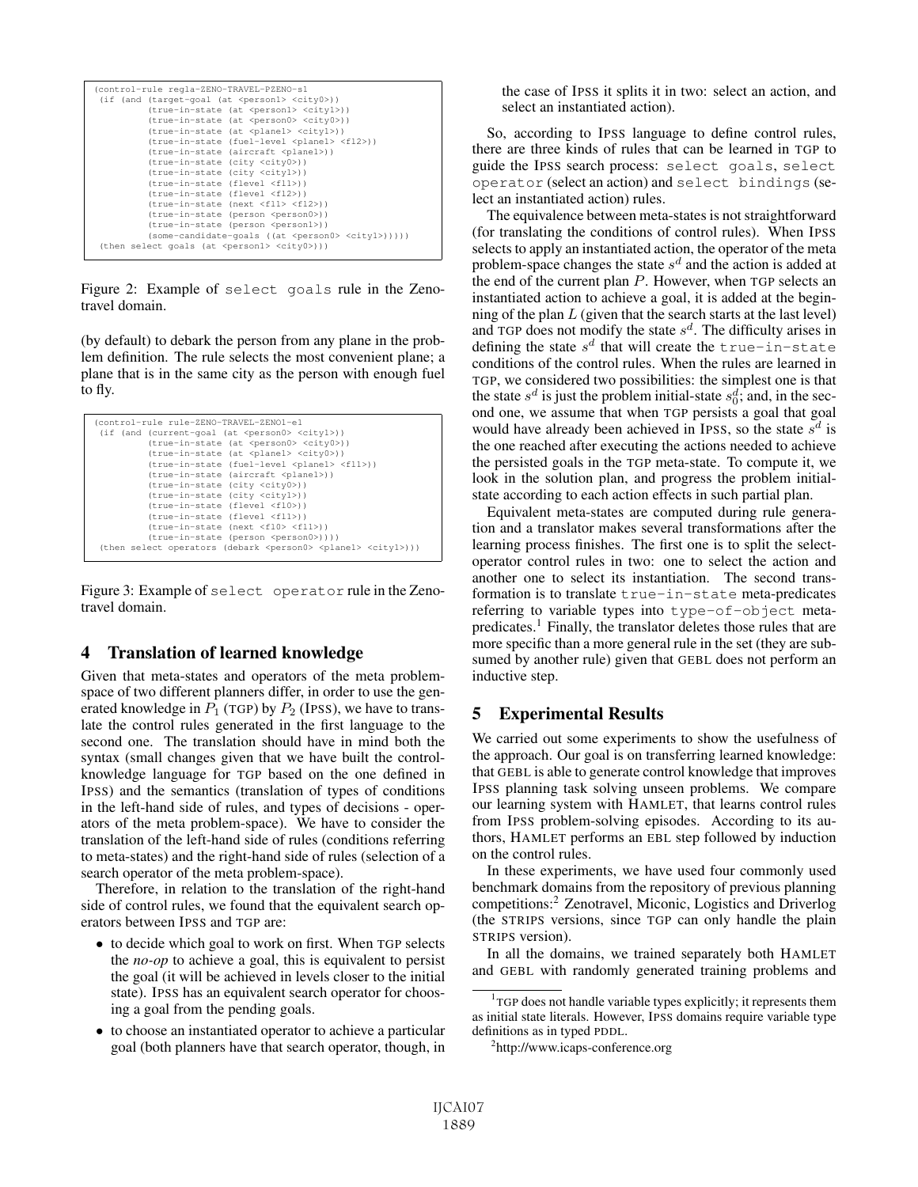```
(control-rule regla-ZENO-TRAVEL-PZENO-s1
 (if (and (target-goal (at <person1> <city0>))
          (true-in-state (at <person1> <city1>))
          (true-in-state (at <person0> <city0>))
          (true-in-state (at <plane1> <city1>))
          (true-in-state (fuel-level <plane1> <fl2>))
          (true-in-state (aircraft <plane1>))
          (true-in-state (city <city0>))
          (true-in-state (city <city1>))
          (true-in-state (flevel <fl1>))
          (true-in-state (flevel <fl2>))
          (true-in-state (next <fl1> <fl2>))
          (true-in-state (person <person0>))
          (true-in-state (person <person1>))
          (some-candidate-goals ((at <person0> <city1>)))))
 (then select goals (at <person1> <city0>)))
```

Figure 2: Example of `select goals` rule in the Zenotravel domain.

(by default) to debark the person from any plane in the problem definition. The rule selects the most convenient plane; a plane that is in the same city as the person with enough fuel to fly.

```
(control-rule rule-ZENO-TRAVEL-ZENO1-e1
 (if (and (current-goal (at <person0> <city1>))
          (true-in-state (at <person0> <city0>))
          (true-in-state (at <plane1> <city0>))
          (true-in-state (fuel-level <plane1> <fl1>))
          (true-in-state (aircraft <plane1>))
          (true-in-state (city <city0>))
          (true-in-state (city <city1>))
          (true-in-state (flevel <fl0>))
          (true-in-state (flevel <fl1>))
          (true-in-state (next <fl0> <fl1>))
          (true-in-state (person <person0>))))
 (then select operators (debark <person0> <plane1> <city1>)))
```

Figure 3: Example of `select operator` rule in the Zenotravel domain.

## 4 Translation of learned knowledge

Given that meta-states and operators of the meta problem-space of two different planners differ, in order to use the generated knowledge in $P_1$ (TGP) by $P_2$ (IPSS), we have to translate the control rules generated in the first language to the second one. The translation should have in mind both the syntax (small changes given that we have built the control-knowledge language for TGP based on the one defined in IPSS) and the semantics (translation of types of conditions in the left-hand side of rules, and types of decisions - operators of the meta problem-space). We have to consider the translation of the left-hand side of rules (conditions referring to meta-states) and the right-hand side of rules (selection of a search operator of the meta problem-space).

Therefore, in relation to the translation of the right-hand side of control rules, we found that the equivalent search operators between IPSS and TGP are:

- to decide which goal to work on first. When TGP selects the *no-op* to achieve a goal, this is equivalent to persist the goal (it will be achieved in levels closer to the initial state). IPSS has an equivalent search operator for choosing a goal from the pending goals.
- to choose an instantiated operator to achieve a particular goal (both planners have that search operator, though, in the case of IPSS it splits it in two: select an action, and select an instantiated action).

So, according to IPSS language to define control rules, there are three kinds of rules that can be learned in TGP to guide the IPSS search process: `select goals`, `select operator` (select an action) and `select bindings` (select an instantiated action) rules.

The equivalence between meta-states is not straightforward (for translating the conditions of control rules). When IPSS selects to apply an instantiated action, the operator of the meta problem-space changes the state $s^d$ and the action is added at the end of the current plan $P$. However, when TGP selects an instantiated action to achieve a goal, it is added at the beginning of the plan $L$ (given that the search starts at the last level) and TGP does not modify the state $s^d$. The difficulty arises in defining the state $s^d$ that will create the `true-in-state` conditions of the control rules. When the rules are learned in TGP, we considered two possibilities: the simplest one is that the state $s^d$ is just the problem initial-state $s^d_0$; and, in the second one, we assume that when TGP persists a goal that goal would have already been achieved in IPSS, so the state $s^d$ is the one reached after executing the actions needed to achieve the persisted goals in the TGP meta-state. To compute it, we look in the solution plan, and progress the problem initial-state according to each action effects in such partial plan.

Equivalent meta-states are computed during rule generation and a translator makes several transformations after the learning process finishes. The first one is to split the select-operator control rules in two: one to select the action and another one to select its instantiation. The second transformation is to translate `true-in-state` meta-predicates referring to variable types into `type-of-object` meta-predicates.[1] Finally, the translator deletes those rules that are more specific than a more general rule in the set (they are subsumed by another rule) given that GEBL does not perform an inductive step.

## 5 Experimental Results

We carried out some experiments to show the usefulness of the approach. Our goal is on transferring learned knowledge: that GEBL is able to generate control knowledge that improves IPSS planning task solving unseen problems. We compare our learning system with HAMLET, that learns control rules from IPSS problem-solving episodes. According to its authors, HAMLET performs an EBL step followed by induction on the control rules.

In these experiments, we have used four commonly used benchmark domains from the repository of previous planning competitions:[2] Zenotravel, Miconic, Logistics and Driverlog (the STRIPS versions, since TGP can only handle the plain STRIPS version).

In all the domains, we trained separately both HAMLET and GEBL with randomly generated training problems and

[1] TGP does not handle variable types explicitly; it represents them as initial state literals. However, IPSS domains require variable type definitions as in typed PDDL.

[2] http://www.icaps-conference.org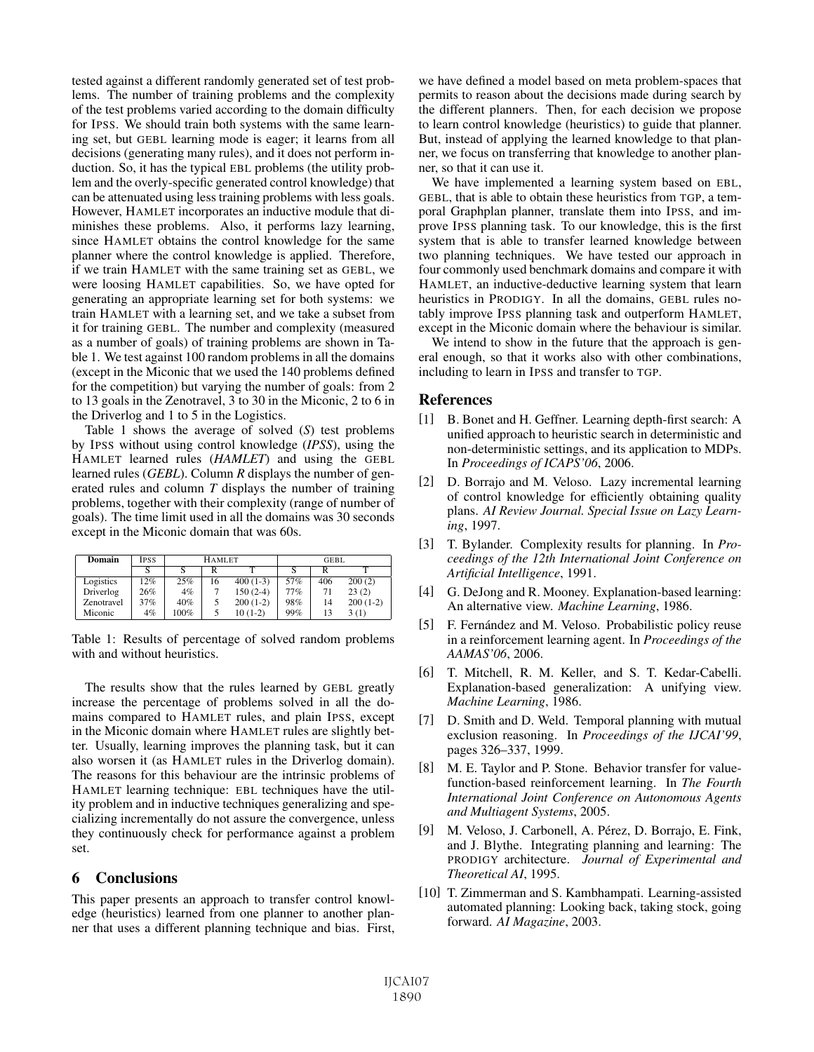tested against a different randomly generated set of test problems. The number of training problems and the complexity of the test problems varied according to the domain difficulty for IPSS. We should train both systems with the same learning set, but GEBL learning mode is eager; it learns from all decisions (generating many rules), and it does not perform induction. So, it has the typical EBL problems (the utility problem and the overly-specific generated control knowledge) that can be attenuated using less training problems with less goals. However, HAMLET incorporates an inductive module that diminishes these problems. Also, it performs lazy learning, since HAMLET obtains the control knowledge for the same planner where the control knowledge is applied. Therefore, if we train HAMLET with the same training set as GEBL, we were loosing HAMLET capabilities. So, we have opted for generating an appropriate learning set for both systems: we train HAMLET with a learning set, and we take a subset from it for training GEBL. The number and complexity (measured as a number of goals) of training problems are shown in Table 1. We test against 100 random problems in all the domains (except in the Miconic that we used the 140 problems defined for the competition) but varying the number of goals: from 2 to 13 goals in the Zenotravel, 3 to 30 in the Miconic, 2 to 6 in the Driverlog and 1 to 5 in the Logistics.

Table 1 shows the average of solved (*S*) test problems by IPSS without using control knowledge (*IPSS*), using the HAMLET learned rules (*HAMLET*) and using the GEBL learned rules (*GEBL*). Column *R* displays the number of generated rules and column *T* displays the number of training problems, together with their complexity (range of number of goals). The time limit used in all the domains was 30 seconds except in the Miconic domain that was 60s.

| Domain | IPSS | HAMLET | | | GEBL | | |
|---|---|---|---|---|---|---|---|
| | S | S | R | T | S | R | T |
| Logistics | 12% | 25% | 16 | 400 (1-3) | 57% | 406 | 200 (2) |
| Driverlog | 26% | 4% | 7 | 150 (2-4) | 77% | 71 | 23 (2) |
| Zenotravel | 37% | 40% | 5 | 200 (1-2) | 98% | 14 | 200 (1-2) |
| Miconic | 4% | 100% | 5 | 10 (1-2) | 99% | 13 | 3 (1) |

Table 1: Results of percentage of solved random problems with and without heuristics.

The results show that the rules learned by GEBL greatly increase the percentage of problems solved in all the domains compared to HAMLET rules, and plain IPSS, except in the Miconic domain where HAMLET rules are slightly better. Usually, learning improves the planning task, but it can also worsen it (as HAMLET rules in the Driverlog domain). The reasons for this behaviour are the intrinsic problems of HAMLET learning technique: EBL techniques have the utility problem and in inductive techniques generalizing and specializing incrementally do not assure the convergence, unless they continuously check for performance against a problem set.

## 6 Conclusions

This paper presents an approach to transfer control knowledge (heuristics) learned from one planner to another planner that uses a different planning technique and bias. First, we have defined a model based on meta problem-spaces that permits to reason about the decisions made during search by the different planners. Then, for each decision we propose to learn control knowledge (heuristics) to guide that planner. But, instead of applying the learned knowledge to that planner, we focus on transferring that knowledge to another planner, so that it can use it.

We have implemented a learning system based on EBL, GEBL, that is able to obtain these heuristics from TGP, a temporal Graphplan planner, translate them into IPSS, and improve IPSS planning task. To our knowledge, this is the first system that is able to transfer learned knowledge between two planning techniques. We have tested our approach in four commonly used benchmark domains and compare it with HAMLET, an inductive-deductive learning system that learn heuristics in PRODIGY. In all the domains, GEBL rules notably improve IPSS planning task and outperform HAMLET, except in the Miconic domain where the behaviour is similar.

We intend to show in the future that the approach is general enough, so that it works also with other combinations, including to learn in IPSS and transfer to TGP.

## References

[1] B. Bonet and H. Geffner. Learning depth-first search: A unified approach to heuristic search in deterministic and non-deterministic settings, and its application to MDPs. In *Proceedings of ICAPS'06*, 2006.

[2] D. Borrajo and M. Veloso. Lazy incremental learning of control knowledge for efficiently obtaining quality plans. *AI Review Journal. Special Issue on Lazy Learning*, 1997.

[3] T. Bylander. Complexity results for planning. In *Proceedings of the 12th International Joint Conference on Artificial Intelligence*, 1991.

[4] G. DeJong and R. Mooney. Explanation-based learning: An alternative view. *Machine Learning*, 1986.

[5] F. Fernández and M. Veloso. Probabilistic policy reuse in a reinforcement learning agent. In *Proceedings of the AAMAS'06*, 2006.

[6] T. Mitchell, R. M. Keller, and S. T. Kedar-Cabelli. Explanation-based generalization: A unifying view. *Machine Learning*, 1986.

[7] D. Smith and D. Weld. Temporal planning with mutual exclusion reasoning. In *Proceedings of the IJCAI'99*, pages 326–337, 1999.

[8] M. E. Taylor and P. Stone. Behavior transfer for value-function-based reinforcement learning. In *The Fourth International Joint Conference on Autonomous Agents and Multiagent Systems*, 2005.

[9] M. Veloso, J. Carbonell, A. Pérez, D. Borrajo, E. Fink, and J. Blythe. Integrating planning and learning: The PRODIGY architecture. *Journal of Experimental and Theoretical AI*, 1995.

[10] T. Zimmerman and S. Kambhampati. Learning-assisted automated planning: Looking back, taking stock, going forward. *AI Magazine*, 2003.